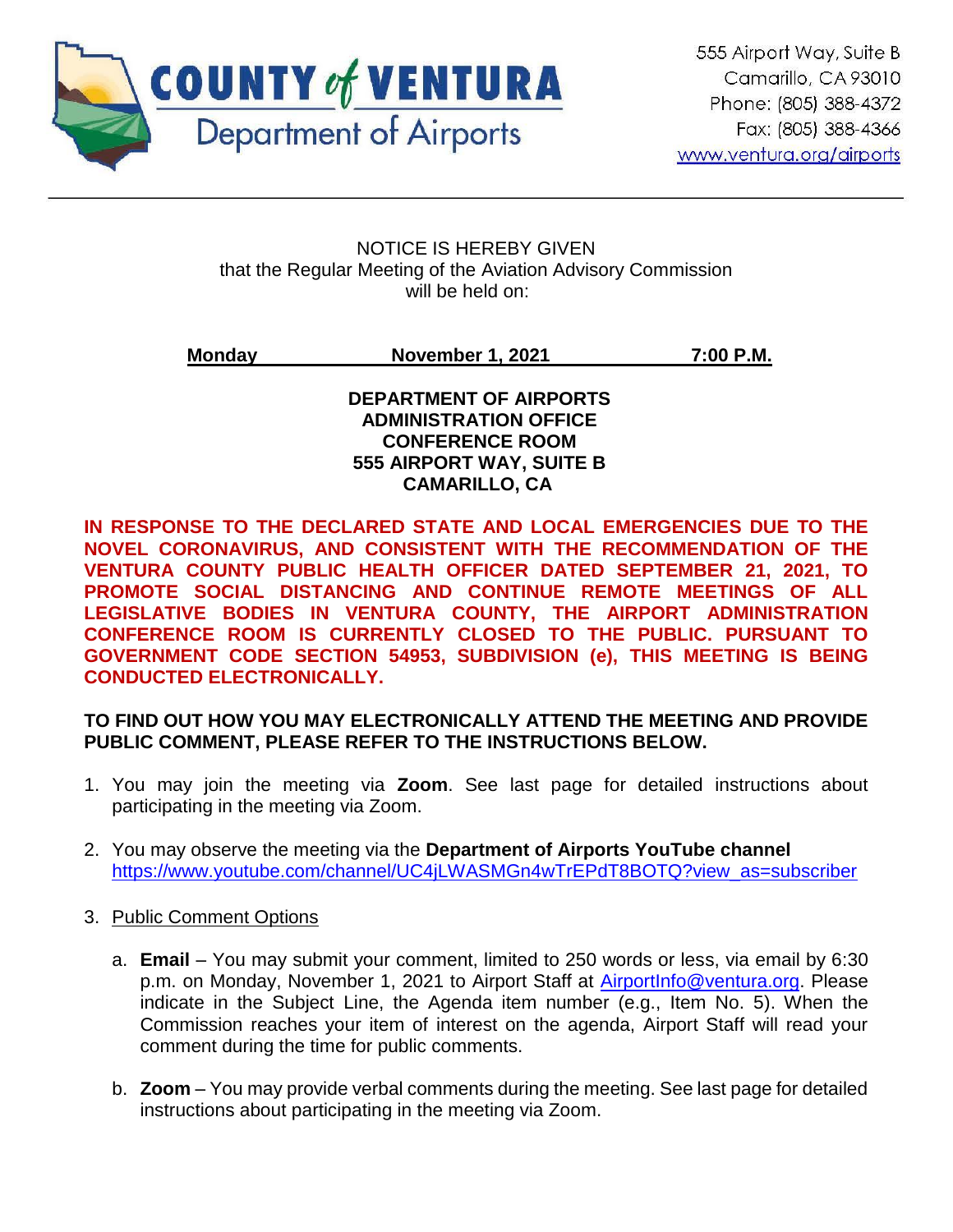**COUNTY of VENTURA**
Department of Airports

555 Airport Way, Suite B
Camarillo, CA 93010
Phone: (805) 388-4372
Fax: (805) 388-4366
www.ventura.org/airports

---

NOTICE IS HEREBY GIVEN
that the Regular Meeting of the Aviation Advisory Commission
will be held on:

**Monday November 1, 2021 7:00 P.M.**

**DEPARTMENT OF AIRPORTS**
**ADMINISTRATION OFFICE**
**CONFERENCE ROOM**
**555 AIRPORT WAY, SUITE B**
**CAMARILLO, CA**

**IN RESPONSE TO THE DECLARED STATE AND LOCAL EMERGENCIES DUE TO THE NOVEL CORONAVIRUS, AND CONSISTENT WITH THE RECOMMENDATION OF THE VENTURA COUNTY PUBLIC HEALTH OFFICER DATED SEPTEMBER 21, 2021, TO PROMOTE SOCIAL DISTANCING AND CONTINUE REMOTE MEETINGS OF ALL LEGISLATIVE BODIES IN VENTURA COUNTY, THE AIRPORT ADMINISTRATION CONFERENCE ROOM IS CURRENTLY CLOSED TO THE PUBLIC. PURSUANT TO GOVERNMENT CODE SECTION 54953, SUBDIVISION (e), THIS MEETING IS BEING CONDUCTED ELECTRONICALLY.**

**TO FIND OUT HOW YOU MAY ELECTRONICALLY ATTEND THE MEETING AND PROVIDE PUBLIC COMMENT, PLEASE REFER TO THE INSTRUCTIONS BELOW.**

1. You may join the meeting via **Zoom**. See last page for detailed instructions about participating in the meeting via Zoom.

2. You may observe the meeting via the **Department of Airports YouTube channel** https://www.youtube.com/channel/UC4jLWASMGn4wTrEPdT8BOTQ?view_as=subscriber

3. Public Comment Options

   a. **Email** – You may submit your comment, limited to 250 words or less, via email by 6:30 p.m. on Monday, November 1, 2021 to Airport Staff at AirportInfo@ventura.org. Please indicate in the Subject Line, the Agenda item number (e.g., Item No. 5). When the Commission reaches your item of interest on the agenda, Airport Staff will read your comment during the time for public comments.

   b. **Zoom** – You may provide verbal comments during the meeting. See last page for detailed instructions about participating in the meeting via Zoom.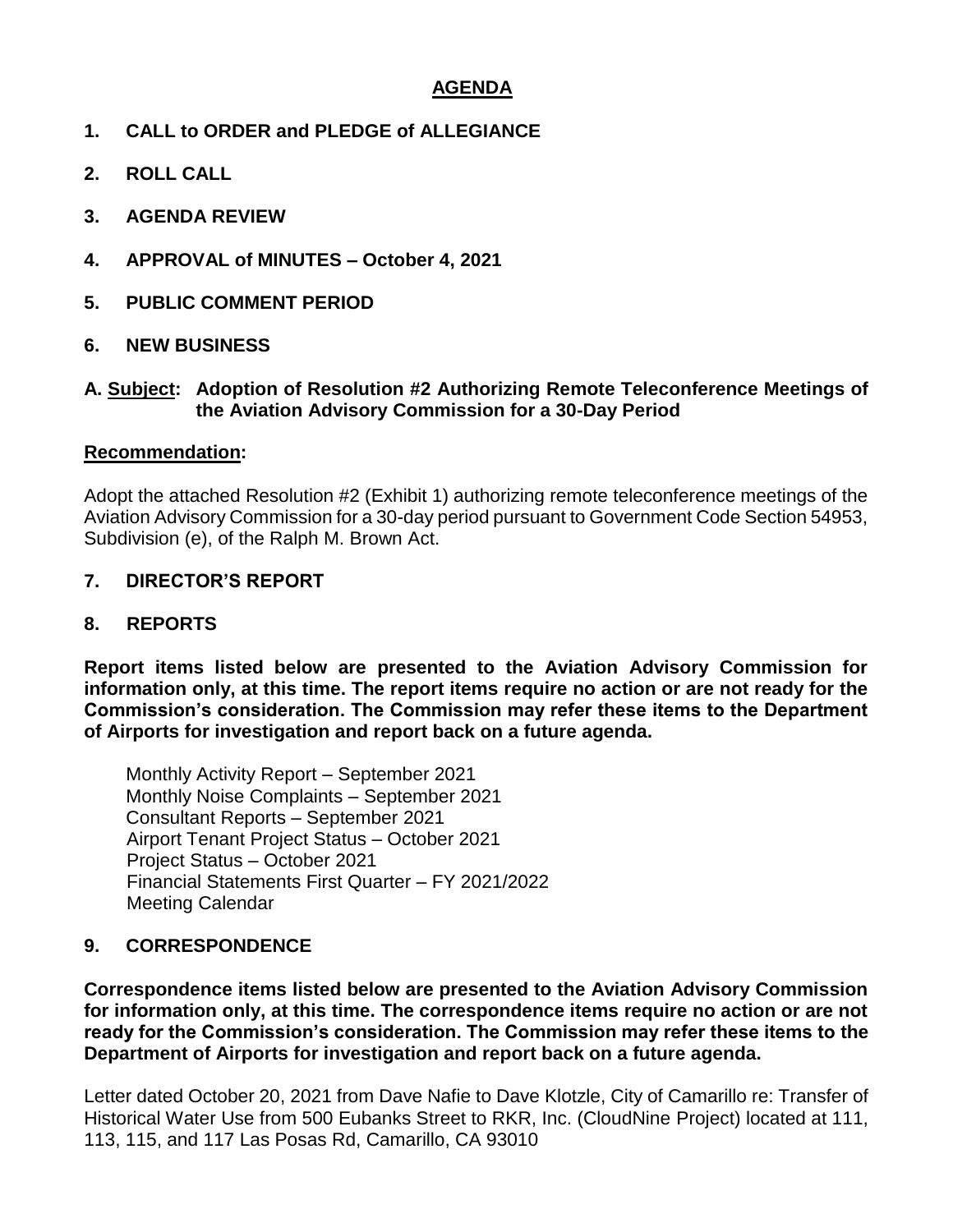# AGENDA

**1. CALL to ORDER and PLEDGE of ALLEGIANCE**

**2. ROLL CALL**

**3. AGENDA REVIEW**

**4. APPROVAL of MINUTES – October 4, 2021**

**5. PUBLIC COMMENT PERIOD**

**6. NEW BUSINESS**

**A. Subject: Adoption of Resolution #2 Authorizing Remote Teleconference Meetings of the Aviation Advisory Commission for a 30-Day Period**

**Recommendation:**

Adopt the attached Resolution #2 (Exhibit 1) authorizing remote teleconference meetings of the Aviation Advisory Commission for a 30-day period pursuant to Government Code Section 54953, Subdivision (e), of the Ralph M. Brown Act.

**7. DIRECTOR'S REPORT**

**8. REPORTS**

**Report items listed below are presented to the Aviation Advisory Commission for information only, at this time. The report items require no action or are not ready for the Commission's consideration. The Commission may refer these items to the Department of Airports for investigation and report back on a future agenda.**

Monthly Activity Report – September 2021
Monthly Noise Complaints – September 2021
Consultant Reports – September 2021
Airport Tenant Project Status – October 2021
Project Status – October 2021
Financial Statements First Quarter – FY 2021/2022
Meeting Calendar

**9. CORRESPONDENCE**

**Correspondence items listed below are presented to the Aviation Advisory Commission for information only, at this time. The correspondence items require no action or are not ready for the Commission's consideration. The Commission may refer these items to the Department of Airports for investigation and report back on a future agenda.**

Letter dated October 20, 2021 from Dave Nafie to Dave Klotzle, City of Camarillo re: Transfer of Historical Water Use from 500 Eubanks Street to RKR, Inc. (CloudNine Project) located at 111, 113, 115, and 117 Las Posas Rd, Camarillo, CA 93010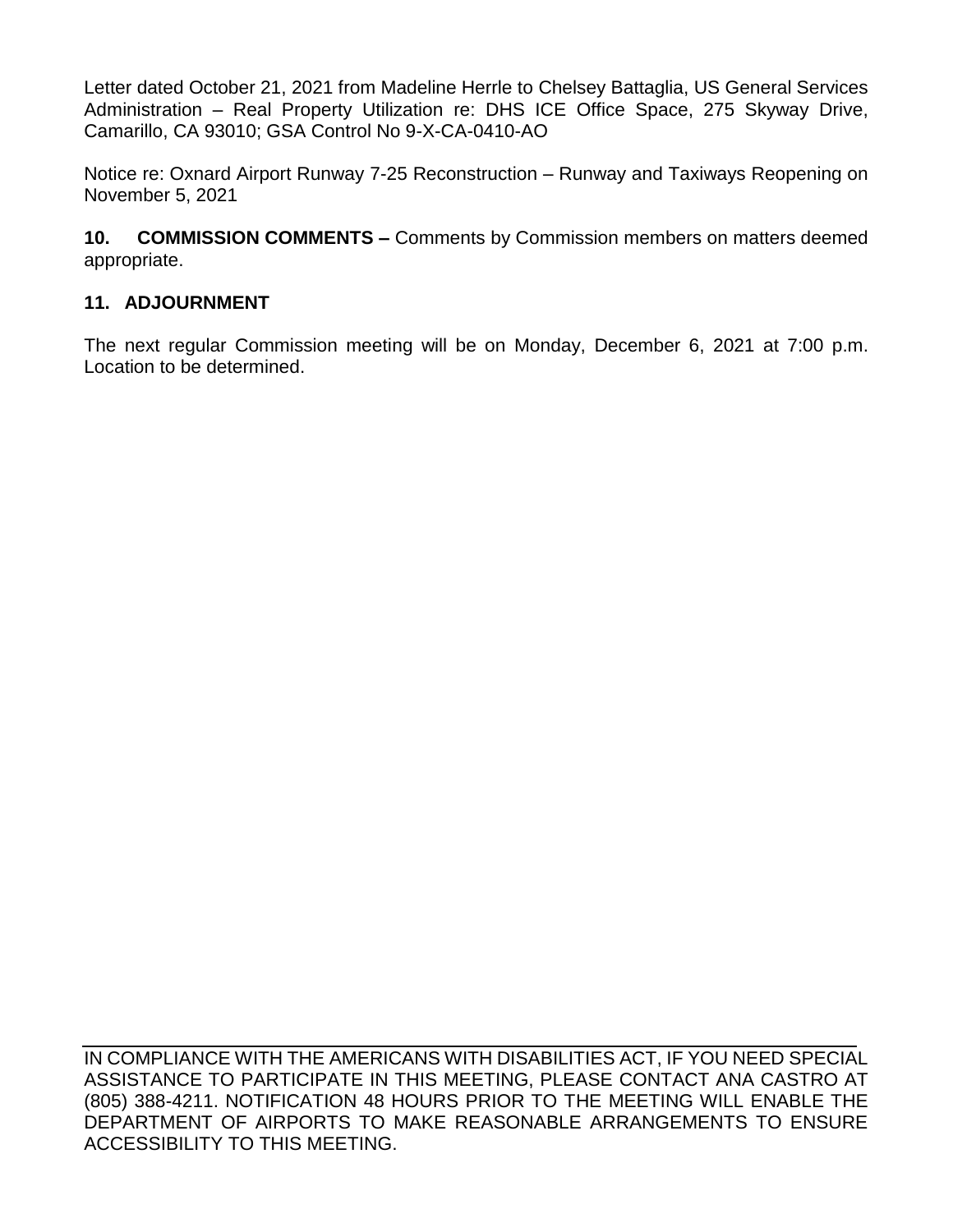Letter dated October 21, 2021 from Madeline Herrle to Chelsey Battaglia, US General Services Administration – Real Property Utilization re: DHS ICE Office Space, 275 Skyway Drive, Camarillo, CA 93010; GSA Control No 9-X-CA-0410-AO

Notice re: Oxnard Airport Runway 7-25 Reconstruction – Runway and Taxiways Reopening on November 5, 2021

**10. COMMISSION COMMENTS –** Comments by Commission members on matters deemed appropriate.

**11. ADJOURNMENT**

The next regular Commission meeting will be on Monday, December 6, 2021 at 7:00 p.m. Location to be determined.

---

IN COMPLIANCE WITH THE AMERICANS WITH DISABILITIES ACT, IF YOU NEED SPECIAL ASSISTANCE TO PARTICIPATE IN THIS MEETING, PLEASE CONTACT ANA CASTRO AT (805) 388-4211. NOTIFICATION 48 HOURS PRIOR TO THE MEETING WILL ENABLE THE DEPARTMENT OF AIRPORTS TO MAKE REASONABLE ARRANGEMENTS TO ENSURE ACCESSIBILITY TO THIS MEETING.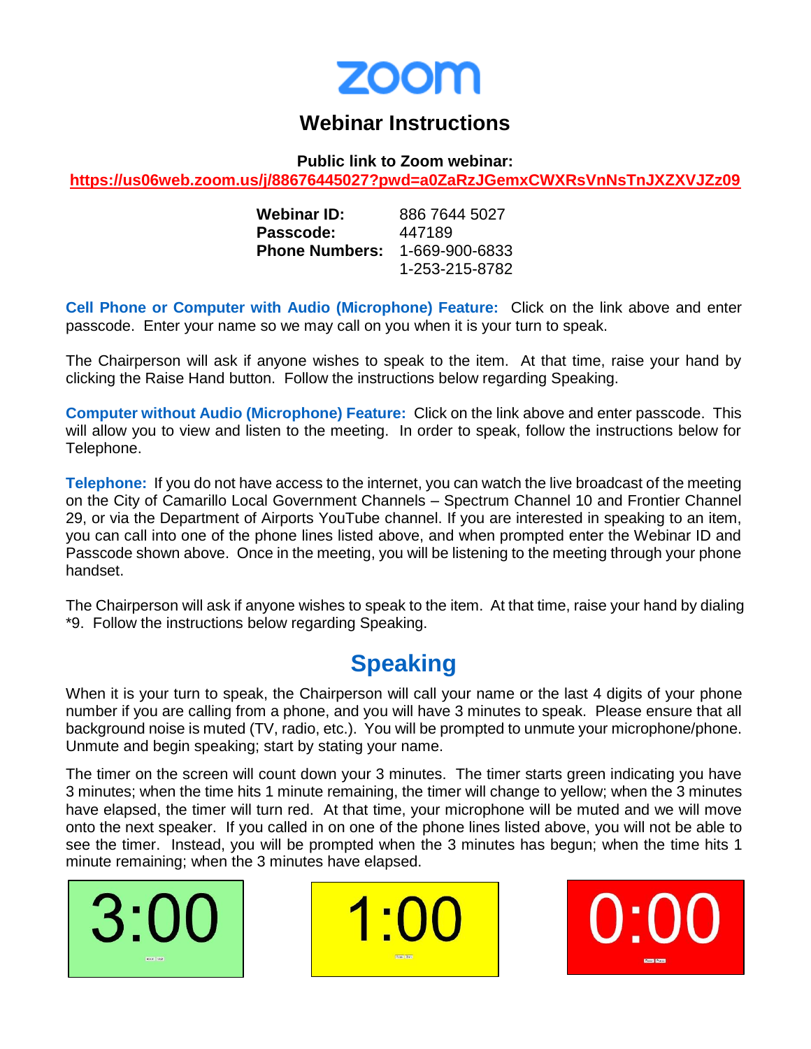zoom

# Webinar Instructions

**Public link to Zoom webinar:**
**https://us06web.zoom.us/j/88676445027?pwd=a0ZaRzJGemxCWXRsVnNsTnJXZXVJZz09**

| | |
|---|---|
| **Webinar ID:** | 886 7644 5027 |
| **Passcode:** | 447189 |
| **Phone Numbers:** | 1-669-900-6833 |
| | 1-253-215-8782 |

**Cell Phone or Computer with Audio (Microphone) Feature:** Click on the link above and enter passcode. Enter your name so we may call on you when it is your turn to speak.

The Chairperson will ask if anyone wishes to speak to the item. At that time, raise your hand by clicking the Raise Hand button. Follow the instructions below regarding Speaking.

**Computer without Audio (Microphone) Feature:** Click on the link above and enter passcode. This will allow you to view and listen to the meeting. In order to speak, follow the instructions below for Telephone.

**Telephone:** If you do not have access to the internet, you can watch the live broadcast of the meeting on the City of Camarillo Local Government Channels – Spectrum Channel 10 and Frontier Channel 29, or via the Department of Airports YouTube channel. If you are interested in speaking to an item, you can call into one of the phone lines listed above, and when prompted enter the Webinar ID and Passcode shown above. Once in the meeting, you will be listening to the meeting through your phone handset.

The Chairperson will ask if anyone wishes to speak to the item. At that time, raise your hand by dialing *9. Follow the instructions below regarding Speaking.

## Speaking

When it is your turn to speak, the Chairperson will call your name or the last 4 digits of your phone number if you are calling from a phone, and you will have 3 minutes to speak. Please ensure that all background noise is muted (TV, radio, etc.). You will be prompted to unmute your microphone/phone. Unmute and begin speaking; start by stating your name.

The timer on the screen will count down your 3 minutes. The timer starts green indicating you have 3 minutes; when the time hits 1 minute remaining, the timer will change to yellow; when the 3 minutes have elapsed, the timer will turn red. At that time, your microphone will be muted and we will move onto the next speaker. If you called in on one of the phone lines listed above, you will not be able to see the timer. Instead, you will be prompted when the 3 minutes has begun; when the time hits 1 minute remaining; when the 3 minutes have elapsed.

3:00

1:00

0:00